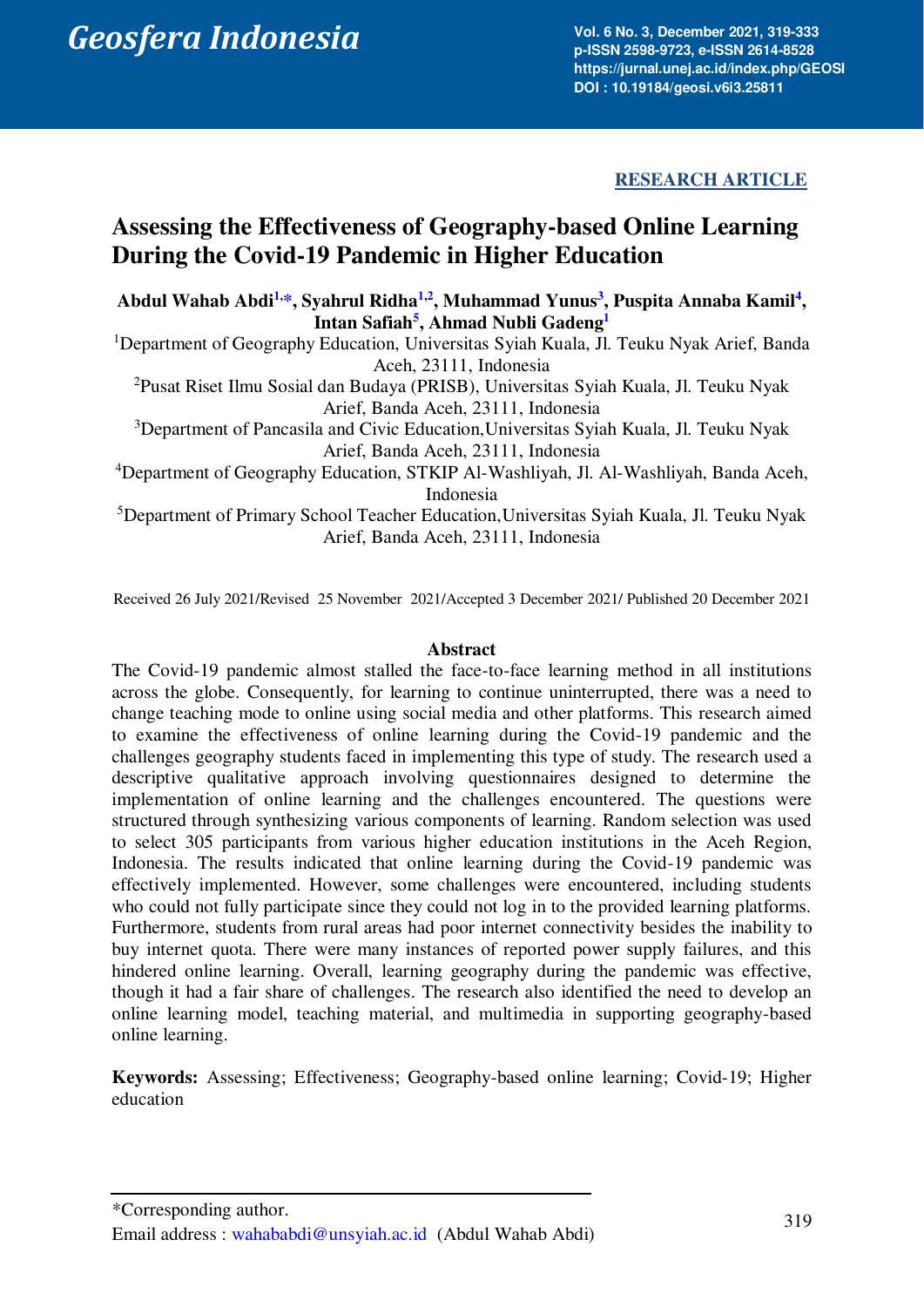**RESEARCH ARTICLE**

# Assessing the Effectiveness of Geography-based Online Learning During the Covid-19 Pandemic in Higher Education

**Abdul Wahab Abdi[1,*], Syahrul Ridha[1,2], Muhammad Yunus[3], Puspita Annaba Kamil[4], Intan Safiah[5], Ahmad Nubli Gadeng[1]**

[1]Department of Geography Education, Universitas Syiah Kuala, Jl. Teuku Nyak Arief, Banda Aceh, 23111, Indonesia

[2]Pusat Riset Ilmu Sosial dan Budaya (PRISB), Universitas Syiah Kuala, Jl. Teuku Nyak Arief, Banda Aceh, 23111, Indonesia

[3]Department of Pancasila and Civic Education,Universitas Syiah Kuala, Jl. Teuku Nyak Arief, Banda Aceh, 23111, Indonesia

[4]Department of Geography Education, STKIP Al-Washliyah, Jl. Al-Washliyah, Banda Aceh, Indonesia

[5]Department of Primary School Teacher Education,Universitas Syiah Kuala, Jl. Teuku Nyak Arief, Banda Aceh, 23111, Indonesia

Received 26 July 2021/Revised 25 November 2021/Accepted 3 December 2021/ Published 20 December 2021

## Abstract

The Covid-19 pandemic almost stalled the face-to-face learning method in all institutions across the globe. Consequently, for learning to continue uninterrupted, there was a need to change teaching mode to online using social media and other platforms. This research aimed to examine the effectiveness of online learning during the Covid-19 pandemic and the challenges geography students faced in implementing this type of study. The research used a descriptive qualitative approach involving questionnaires designed to determine the implementation of online learning and the challenges encountered. The questions were structured through synthesizing various components of learning. Random selection was used to select 305 participants from various higher education institutions in the Aceh Region, Indonesia. The results indicated that online learning during the Covid-19 pandemic was effectively implemented. However, some challenges were encountered, including students who could not fully participate since they could not log in to the provided learning platforms. Furthermore, students from rural areas had poor internet connectivity besides the inability to buy internet quota. There were many instances of reported power supply failures, and this hindered online learning. Overall, learning geography during the pandemic was effective, though it had a fair share of challenges. The research also identified the need to develop an online learning model, teaching material, and multimedia in supporting geography-based online learning.

**Keywords:** Assessing; Effectiveness; Geography-based online learning; Covid-19; Higher education

---

*Corresponding author.

Email address : wahababdi@unsyiah.ac.id (Abdul Wahab Abdi)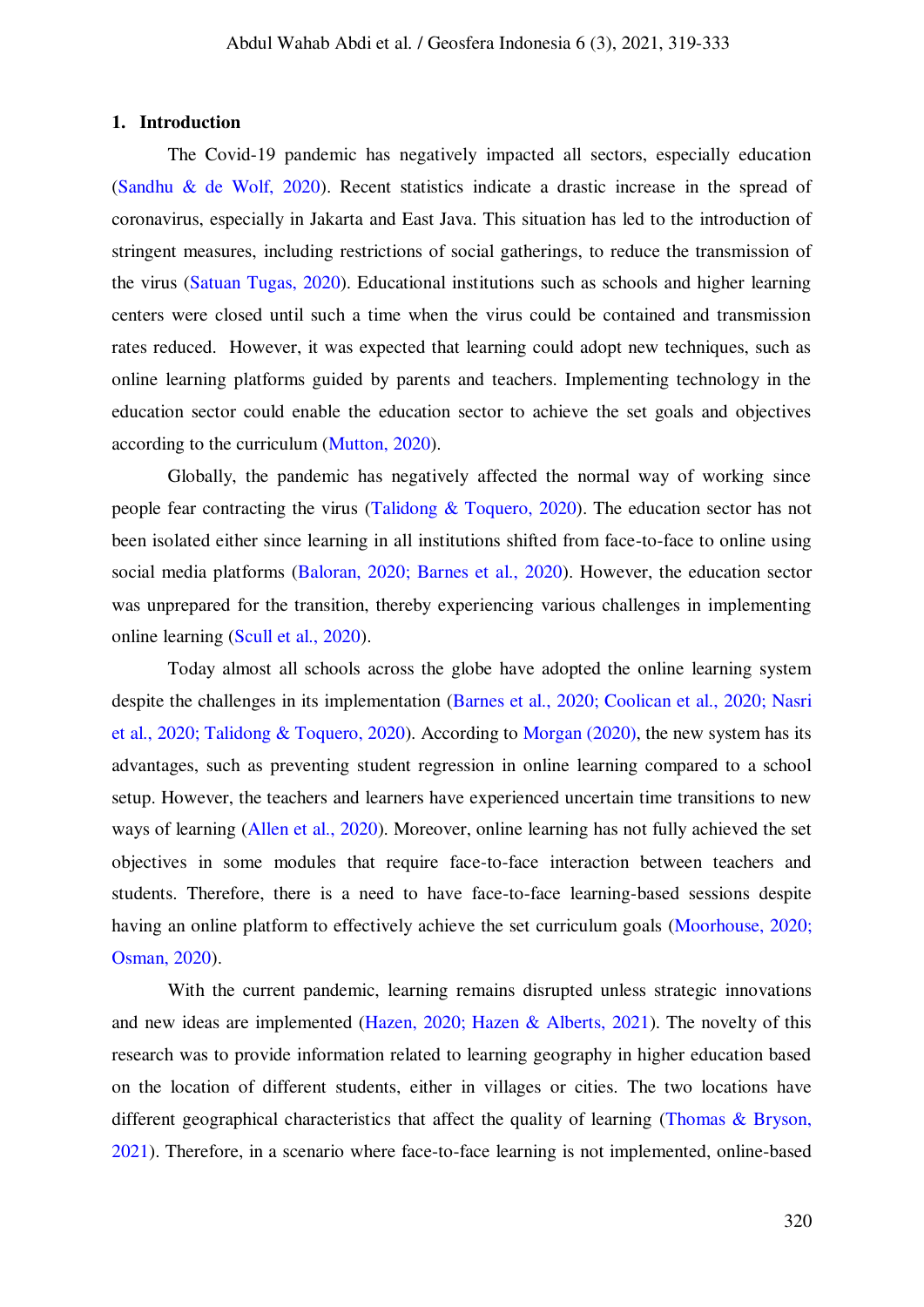## 1. Introduction

The Covid-19 pandemic has negatively impacted all sectors, especially education (Sandhu & de Wolf, 2020). Recent statistics indicate a drastic increase in the spread of coronavirus, especially in Jakarta and East Java. This situation has led to the introduction of stringent measures, including restrictions of social gatherings, to reduce the transmission of the virus (Satuan Tugas, 2020). Educational institutions such as schools and higher learning centers were closed until such a time when the virus could be contained and transmission rates reduced. However, it was expected that learning could adopt new techniques, such as online learning platforms guided by parents and teachers. Implementing technology in the education sector could enable the education sector to achieve the set goals and objectives according to the curriculum (Mutton, 2020).

Globally, the pandemic has negatively affected the normal way of working since people fear contracting the virus (Talidong & Toquero, 2020). The education sector has not been isolated either since learning in all institutions shifted from face-to-face to online using social media platforms (Baloran, 2020; Barnes et al., 2020). However, the education sector was unprepared for the transition, thereby experiencing various challenges in implementing online learning (Scull et al., 2020).

Today almost all schools across the globe have adopted the online learning system despite the challenges in its implementation (Barnes et al., 2020; Coolican et al., 2020; Nasri et al., 2020; Talidong & Toquero, 2020). According to Morgan (2020), the new system has its advantages, such as preventing student regression in online learning compared to a school setup. However, the teachers and learners have experienced uncertain time transitions to new ways of learning (Allen et al., 2020). Moreover, online learning has not fully achieved the set objectives in some modules that require face-to-face interaction between teachers and students. Therefore, there is a need to have face-to-face learning-based sessions despite having an online platform to effectively achieve the set curriculum goals (Moorhouse, 2020; Osman, 2020).

With the current pandemic, learning remains disrupted unless strategic innovations and new ideas are implemented (Hazen, 2020; Hazen & Alberts, 2021). The novelty of this research was to provide information related to learning geography in higher education based on the location of different students, either in villages or cities. The two locations have different geographical characteristics that affect the quality of learning (Thomas & Bryson, 2021). Therefore, in a scenario where face-to-face learning is not implemented, online-based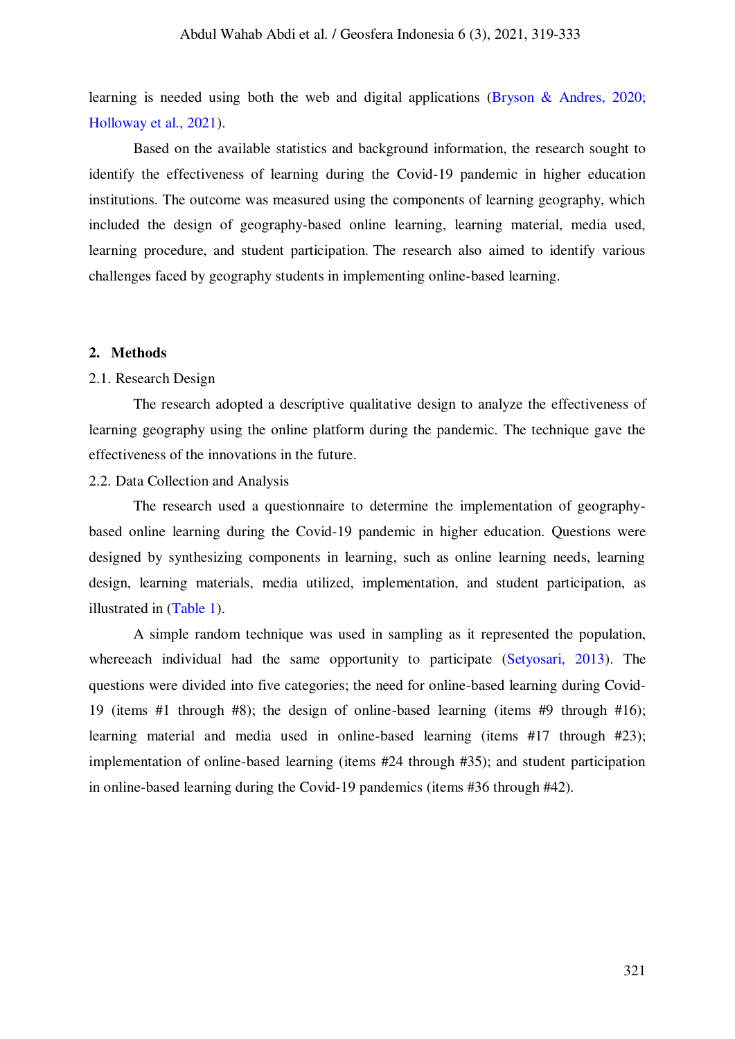learning is needed using both the web and digital applications (Bryson & Andres, 2020; Holloway et al., 2021).

Based on the available statistics and background information, the research sought to identify the effectiveness of learning during the Covid-19 pandemic in higher education institutions. The outcome was measured using the components of learning geography, which included the design of geography-based online learning, learning material, media used, learning procedure, and student participation. The research also aimed to identify various challenges faced by geography students in implementing online-based learning.

## 2. Methods

### 2.1. Research Design

The research adopted a descriptive qualitative design to analyze the effectiveness of learning geography using the online platform during the pandemic. The technique gave the effectiveness of the innovations in the future.

### 2.2. Data Collection and Analysis

The research used a questionnaire to determine the implementation of geography-based online learning during the Covid-19 pandemic in higher education. Questions were designed by synthesizing components in learning, such as online learning needs, learning design, learning materials, media utilized, implementation, and student participation, as illustrated in (Table 1).

A simple random technique was used in sampling as it represented the population, whereeach individual had the same opportunity to participate (Setyosari, 2013). The questions were divided into five categories; the need for online-based learning during Covid-19 (items #1 through #8); the design of online-based learning (items #9 through #16); learning material and media used in online-based learning (items #17 through #23); implementation of online-based learning (items #24 through #35); and student participation in online-based learning during the Covid-19 pandemics (items #36 through #42).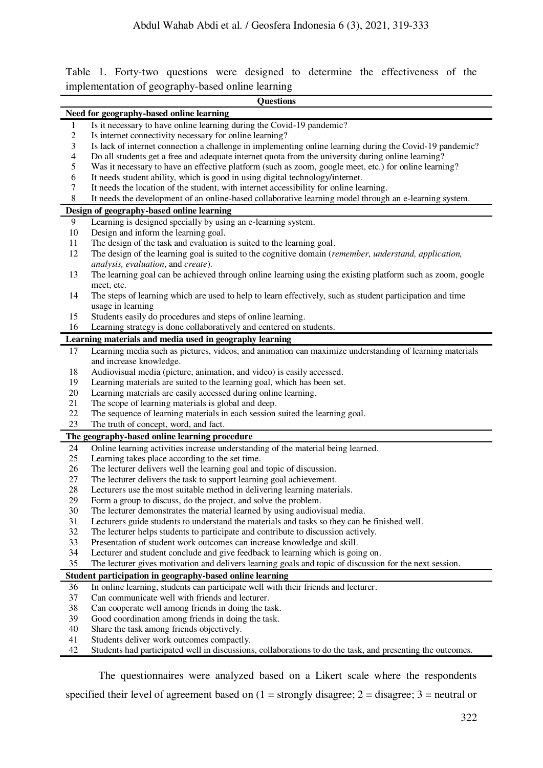Table 1. Forty-two questions were designed to determine the effectiveness of the implementation of geography-based online learning

| | Questions |
|---|---|
| **Need for geography-based online learning** | |
| 1 | Is it necessary to have online learning during the Covid-19 pandemic? |
| 2 | Is internet connectivity necessary for online learning? |
| 3 | Is lack of internet connection a challenge in implementing online learning during the Covid-19 pandemic? |
| 4 | Do all students get a free and adequate internet quota from the university during online learning? |
| 5 | Was it necessary to have an effective platform (such as zoom, google meet, etc.) for online learning? |
| 6 | It needs student ability, which is good in using digital technology/internet. |
| 7 | It needs the location of the student, with internet accessibility for online learning. |
| 8 | It needs the development of an online-based collaborative learning model through an e-learning system. |
| **Design of geography-based online learning** | |
| 9 | Learning is designed specially by using an e-learning system. |
| 10 | Design and inform the learning goal. |
| 11 | The design of the task and evaluation is suited to the learning goal. |
| 12 | The design of the learning goal is suited to the cognitive domain (*remember*, *understand, application, analysis, evaluation*, and *create*). |
| 13 | The learning goal can be achieved through online learning using the existing platform such as zoom, google meet, etc. |
| 14 | The steps of learning which are used to help to learn effectively, such as student participation and time usage in learning |
| 15 | Students easily do procedures and steps of online learning. |
| 16 | Learning strategy is done collaboratively and centered on students. |
| **Learning materials and media used in geography learning** | |
| 17 | Learning media such as pictures, videos, and animation can maximize understanding of learning materials and increase knowledge. |
| 18 | Audiovisual media (picture, animation, and video) is easily accessed. |
| 19 | Learning materials are suited to the learning goal, which has been set. |
| 20 | Learning materials are easily accessed during online learning. |
| 21 | The scope of learning materials is global and deep. |
| 22 | The sequence of learning materials in each session suited the learning goal. |
| 23 | The truth of concept, word, and fact. |
| **The geography-based online learning procedure** | |
| 24 | Online learning activities increase understanding of the material being learned. |
| 25 | Learning takes place according to the set time. |
| 26 | The lecturer delivers well the learning goal and topic of discussion. |
| 27 | The lecturer delivers the task to support learning goal achievement. |
| 28 | Lecturers use the most suitable method in delivering learning materials. |
| 29 | Form a group to discuss, do the project, and solve the problem. |
| 30 | The lecturer demonstrates the material learned by using audiovisual media. |
| 31 | Lecturers guide students to understand the materials and tasks so they can be finished well. |
| 32 | The lecturer helps students to participate and contribute to discussion actively. |
| 33 | Presentation of student work outcomes can increase knowledge and skill. |
| 34 | Lecturer and student conclude and give feedback to learning which is going on. |
| 35 | The lecturer gives motivation and delivers learning goals and topic of discussion for the next session. |
| **Student participation in geography-based online learning** | |
| 36 | In online learning, students can participate well with their friends and lecturer. |
| 37 | Can communicate well with friends and lecturer. |
| 38 | Can cooperate well among friends in doing the task. |
| 39 | Good coordination among friends in doing the task. |
| 40 | Share the task among friends objectively. |
| 41 | Students deliver work outcomes compactly. |
| 42 | Students had participated well in discussions, collaborations to do the task, and presenting the outcomes. |

The questionnaires were analyzed based on a Likert scale where the respondents specified their level of agreement based on (1 = strongly disagree; 2 = disagree; 3 = neutral or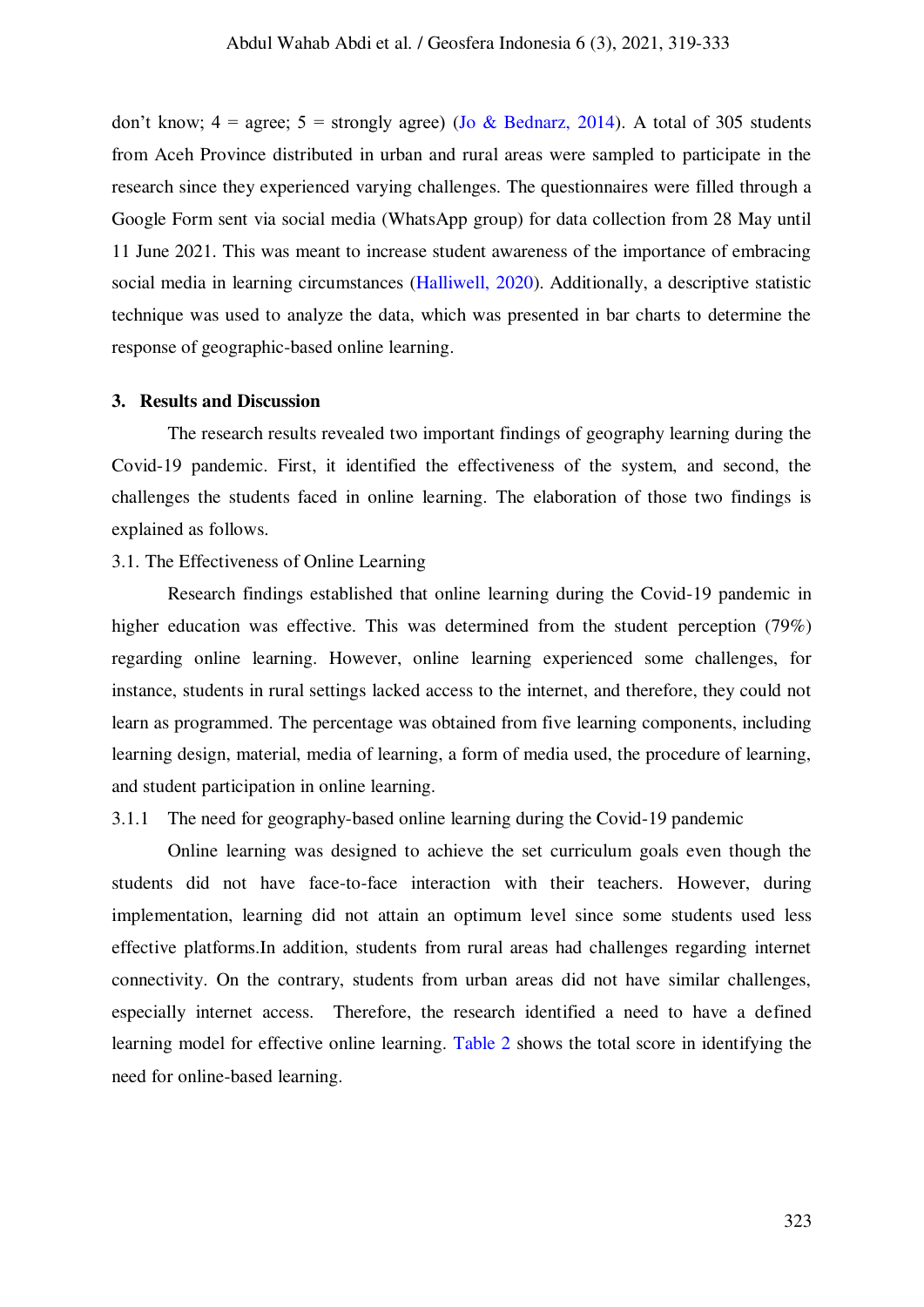don't know; 4 = agree; 5 = strongly agree) (Jo & Bednarz, 2014). A total of 305 students from Aceh Province distributed in urban and rural areas were sampled to participate in the research since they experienced varying challenges. The questionnaires were filled through a Google Form sent via social media (WhatsApp group) for data collection from 28 May until 11 June 2021. This was meant to increase student awareness of the importance of embracing social media in learning circumstances (Halliwell, 2020). Additionally, a descriptive statistic technique was used to analyze the data, which was presented in bar charts to determine the response of geographic-based online learning.

## 3. Results and Discussion

The research results revealed two important findings of geography learning during the Covid-19 pandemic. First, it identified the effectiveness of the system, and second, the challenges the students faced in online learning. The elaboration of those two findings is explained as follows.

### 3.1. The Effectiveness of Online Learning

Research findings established that online learning during the Covid-19 pandemic in higher education was effective. This was determined from the student perception (79%) regarding online learning. However, online learning experienced some challenges, for instance, students in rural settings lacked access to the internet, and therefore, they could not learn as programmed. The percentage was obtained from five learning components, including learning design, material, media of learning, a form of media used, the procedure of learning, and student participation in online learning.

#### 3.1.1 The need for geography-based online learning during the Covid-19 pandemic

Online learning was designed to achieve the set curriculum goals even though the students did not have face-to-face interaction with their teachers. However, during implementation, learning did not attain an optimum level since some students used less effective platforms.In addition, students from rural areas had challenges regarding internet connectivity. On the contrary, students from urban areas did not have similar challenges, especially internet access. Therefore, the research identified a need to have a defined learning model for effective online learning. Table 2 shows the total score in identifying the need for online-based learning.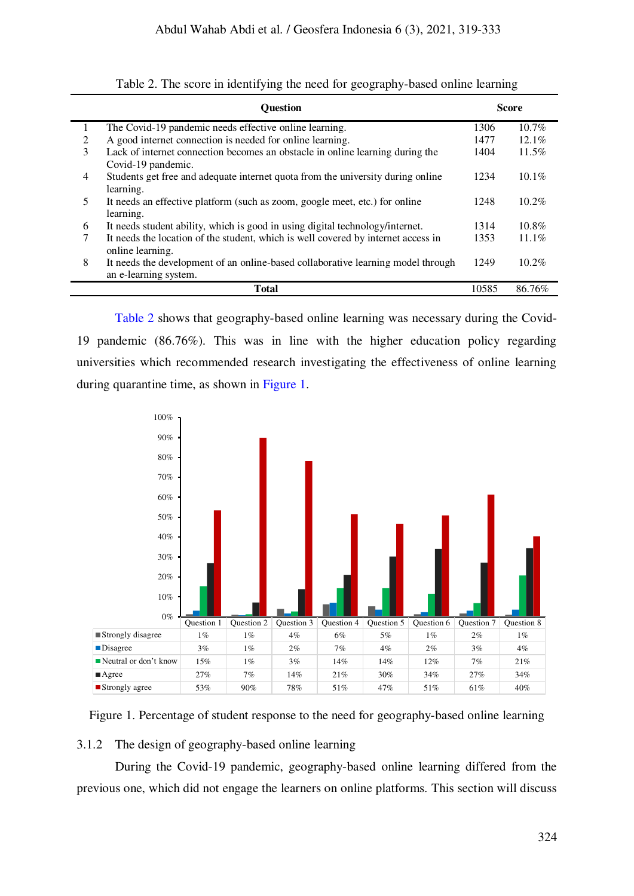Table 2. The score in identifying the need for geography-based online learning

| | Question | Score | |
|---|---|---|---|
| 1 | The Covid-19 pandemic needs effective online learning. | 1306 | 10.7% |
| 2 | A good internet connection is needed for online learning. | 1477 | 12.1% |
| 3 | Lack of internet connection becomes an obstacle in online learning during the Covid-19 pandemic. | 1404 | 11.5% |
| 4 | Students get free and adequate internet quota from the university during online learning. | 1234 | 10.1% |
| 5 | It needs an effective platform (such as zoom, google meet, etc.) for online learning. | 1248 | 10.2% |
| 6 | It needs student ability, which is good in using digital technology/internet. | 1314 | 10.8% |
| 7 | It needs the location of the student, which is well covered by internet access in online learning. | 1353 | 11.1% |
| 8 | It needs the development of an online-based collaborative learning model through an e-learning system. | 1249 | 10.2% |
| | **Total** | 10585 | 86.76% |

Table 2 shows that geography-based online learning was necessary during the Covid-19 pandemic (86.76%). This was in line with the higher education policy regarding universities which recommended research investigating the effectiveness of online learning during quarantine time, as shown in Figure 1.

| | Question 1 | Question 2 | Question 3 | Question 4 | Question 5 | Question 6 | Question 7 | Question 8 |
|---|---|---|---|---|---|---|---|---|
| Strongly disagree | 1% | 1% | 4% | 6% | 5% | 1% | 2% | 1% |
| Disagree | 3% | 1% | 2% | 7% | 4% | 2% | 3% | 4% |
| Neutral or don't know | 15% | 1% | 3% | 14% | 14% | 12% | 7% | 21% |
| Agree | 27% | 7% | 14% | 21% | 30% | 34% | 27% | 34% |
| Strongly agree | 53% | 90% | 78% | 51% | 47% | 51% | 61% | 40% |

Figure 1. Percentage of student response to the need for geography-based online learning

### 3.1.2 The design of geography-based online learning

During the Covid-19 pandemic, geography-based online learning differed from the previous one, which did not engage the learners on online platforms. This section will discuss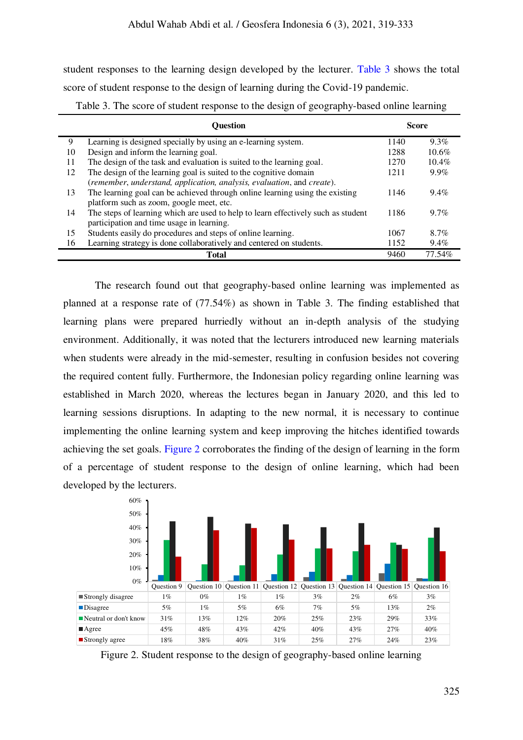student responses to the learning design developed by the lecturer. Table 3 shows the total score of student response to the design of learning during the Covid-19 pandemic.

Table 3. The score of student response to the design of geography-based online learning

| | Question | Score | |
|---|---|---|---|
| 9 | Learning is designed specially by using an e-learning system. | 1140 | 9.3% |
| 10 | Design and inform the learning goal. | 1288 | 10.6% |
| 11 | The design of the task and evaluation is suited to the learning goal. | 1270 | 10.4% |
| 12 | The design of the learning goal is suited to the cognitive domain (*remember, understand, application, analysis, evaluation*, and *create*). | 1211 | 9.9% |
| 13 | The learning goal can be achieved through online learning using the existing platform such as zoom, google meet, etc. | 1146 | 9.4% |
| 14 | The steps of learning which are used to help to learn effectively such as student participation and time usage in learning. | 1186 | 9.7% |
| 15 | Students easily do procedures and steps of online learning. | 1067 | 8.7% |
| 16 | Learning strategy is done collaboratively and centered on students. | 1152 | 9.4% |
| | **Total** | 9460 | 77.54% |

The research found out that geography-based online learning was implemented as planned at a response rate of (77.54%) as shown in Table 3. The finding established that learning plans were prepared hurriedly without an in-depth analysis of the studying environment. Additionally, it was noted that the lecturers introduced new learning materials when students were already in the mid-semester, resulting in confusion besides not covering the required content fully. Furthermore, the Indonesian policy regarding online learning was established in March 2020, whereas the lectures began in January 2020, and this led to learning sessions disruptions. In adapting to the new normal, it is necessary to continue implementing the online learning system and keep improving the hitches identified towards achieving the set goals. Figure 2 corroborates the finding of the design of learning in the form of a percentage of student response to the design of online learning, which had been developed by the lecturers.

| | Question 9 | Question 10 | Question 11 | Question 12 | Question 13 | Question 14 | Question 15 | Question 16 |
|---|---|---|---|---|---|---|---|---|
| Strongly disagree | 1% | 0% | 1% | 1% | 3% | 2% | 6% | 3% |
| Disagree | 5% | 1% | 5% | 6% | 7% | 5% | 13% | 2% |
| Neutral or don't know | 31% | 13% | 12% | 20% | 25% | 23% | 29% | 33% |
| Agree | 45% | 48% | 43% | 42% | 40% | 43% | 27% | 40% |
| Strongly agree | 18% | 38% | 40% | 31% | 25% | 27% | 24% | 23% |

Figure 2. Student response to the design of geography-based online learning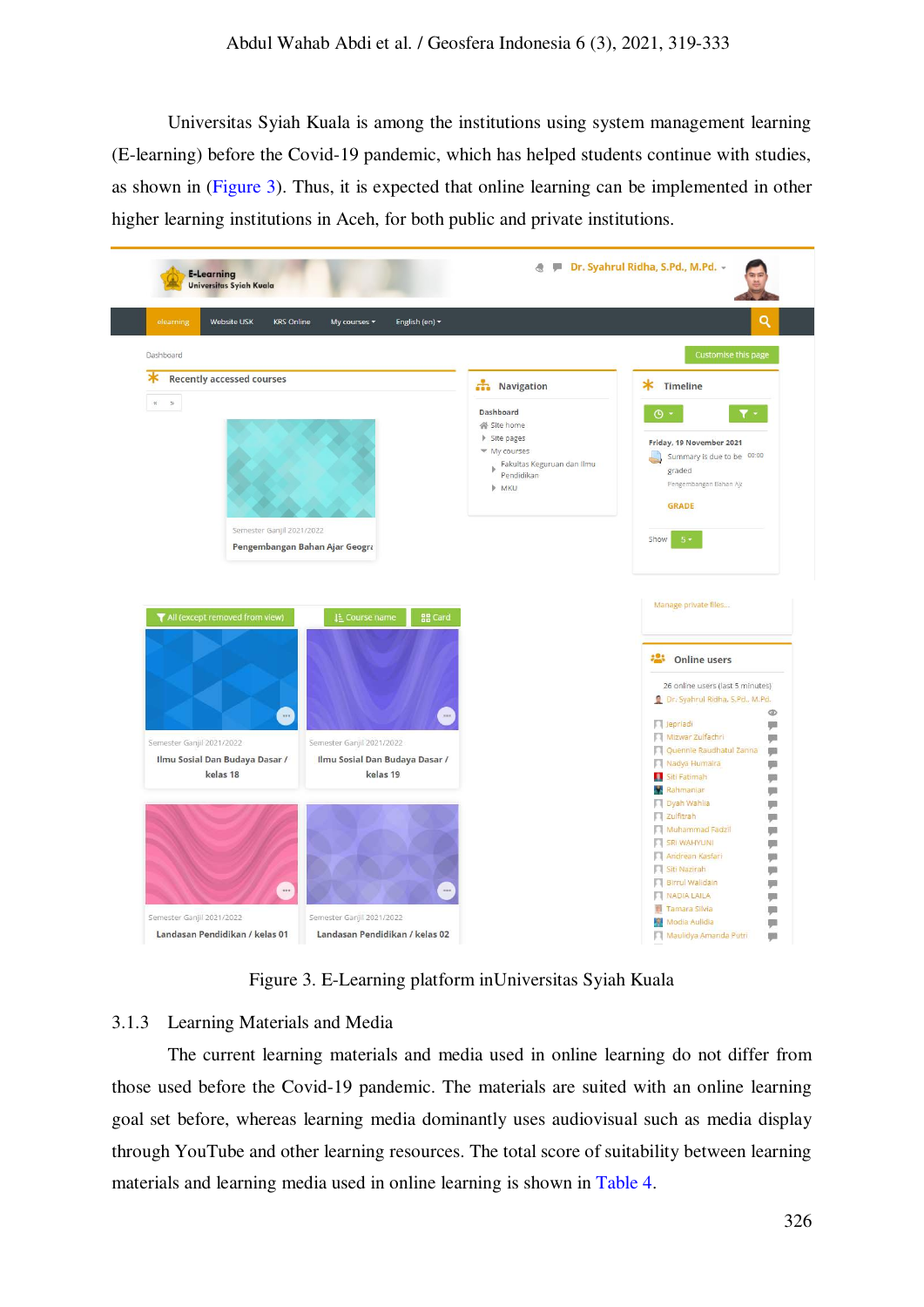Universitas Syiah Kuala is among the institutions using system management learning (E-learning) before the Covid-19 pandemic, which has helped students continue with studies, as shown in (Figure 3). Thus, it is expected that online learning can be implemented in other higher learning institutions in Aceh, for both public and private institutions.

Figure 3. E-Learning platform inUniversitas Syiah Kuala

### 3.1.3 Learning Materials and Media

The current learning materials and media used in online learning do not differ from those used before the Covid-19 pandemic. The materials are suited with an online learning goal set before, whereas learning media dominantly uses audiovisual such as media display through YouTube and other learning resources. The total score of suitability between learning materials and learning media used in online learning is shown in Table 4.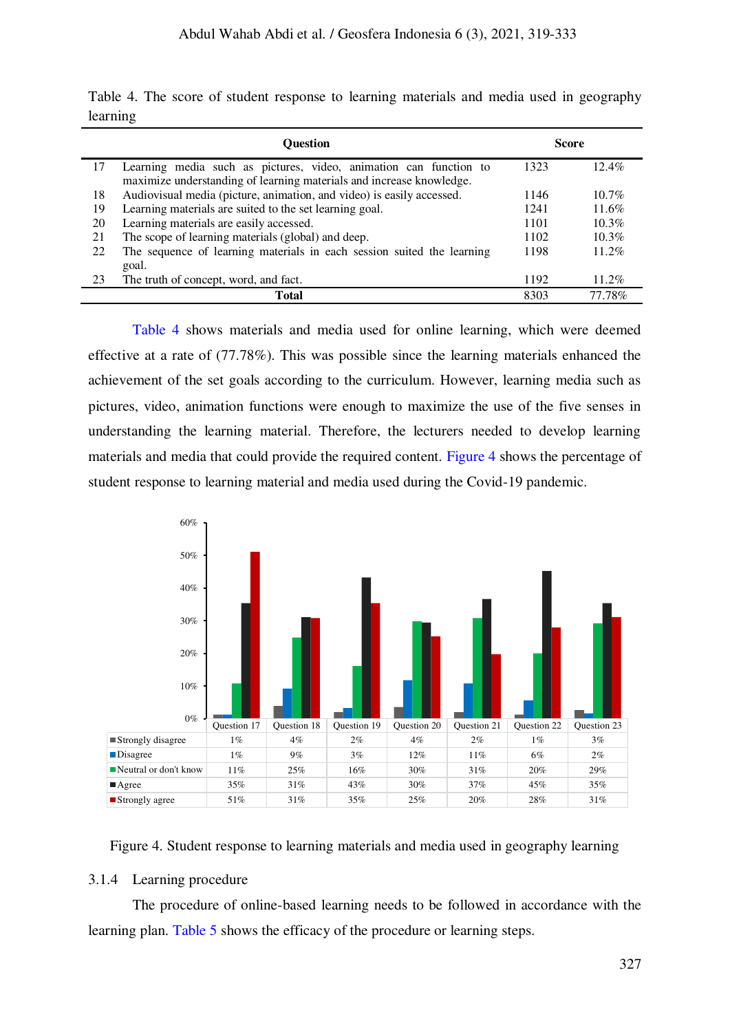Table 4. The score of student response to learning materials and media used in geography learning

| | Question | Score | |
|---|---|---|---|
| 17 | Learning media such as pictures, video, animation can function to maximize understanding of learning materials and increase knowledge. | 1323 | 12.4% |
| 18 | Audiovisual media (picture, animation, and video) is easily accessed. | 1146 | 10.7% |
| 19 | Learning materials are suited to the set learning goal. | 1241 | 11.6% |
| 20 | Learning materials are easily accessed. | 1101 | 10.3% |
| 21 | The scope of learning materials (global) and deep. | 1102 | 10.3% |
| 22 | The sequence of learning materials in each session suited the learning goal. | 1198 | 11.2% |
| 23 | The truth of concept, word, and fact. | 1192 | 11.2% |
| | **Total** | 8303 | 77.78% |

Table 4 shows materials and media used for online learning, which were deemed effective at a rate of (77.78%). This was possible since the learning materials enhanced the achievement of the set goals according to the curriculum. However, learning media such as pictures, video, animation functions were enough to maximize the use of the five senses in understanding the learning material. Therefore, the lecturers needed to develop learning materials and media that could provide the required content. Figure 4 shows the percentage of student response to learning material and media used during the Covid-19 pandemic.

| | Question 17 | Question 18 | Question 19 | Question 20 | Question 21 | Question 22 | Question 23 |
|---|---|---|---|---|---|---|---|
| Strongly disagree | 1% | 4% | 2% | 4% | 2% | 1% | 3% |
| Disagree | 1% | 9% | 3% | 12% | 11% | 6% | 2% |
| Neutral or don't know | 11% | 25% | 16% | 30% | 31% | 20% | 29% |
| Agree | 35% | 31% | 43% | 30% | 37% | 45% | 35% |
| Strongly agree | 51% | 31% | 35% | 25% | 20% | 28% | 31% |

Figure 4. Student response to learning materials and media used in geography learning

### 3.1.4 Learning procedure

The procedure of online-based learning needs to be followed in accordance with the learning plan. Table 5 shows the efficacy of the procedure or learning steps.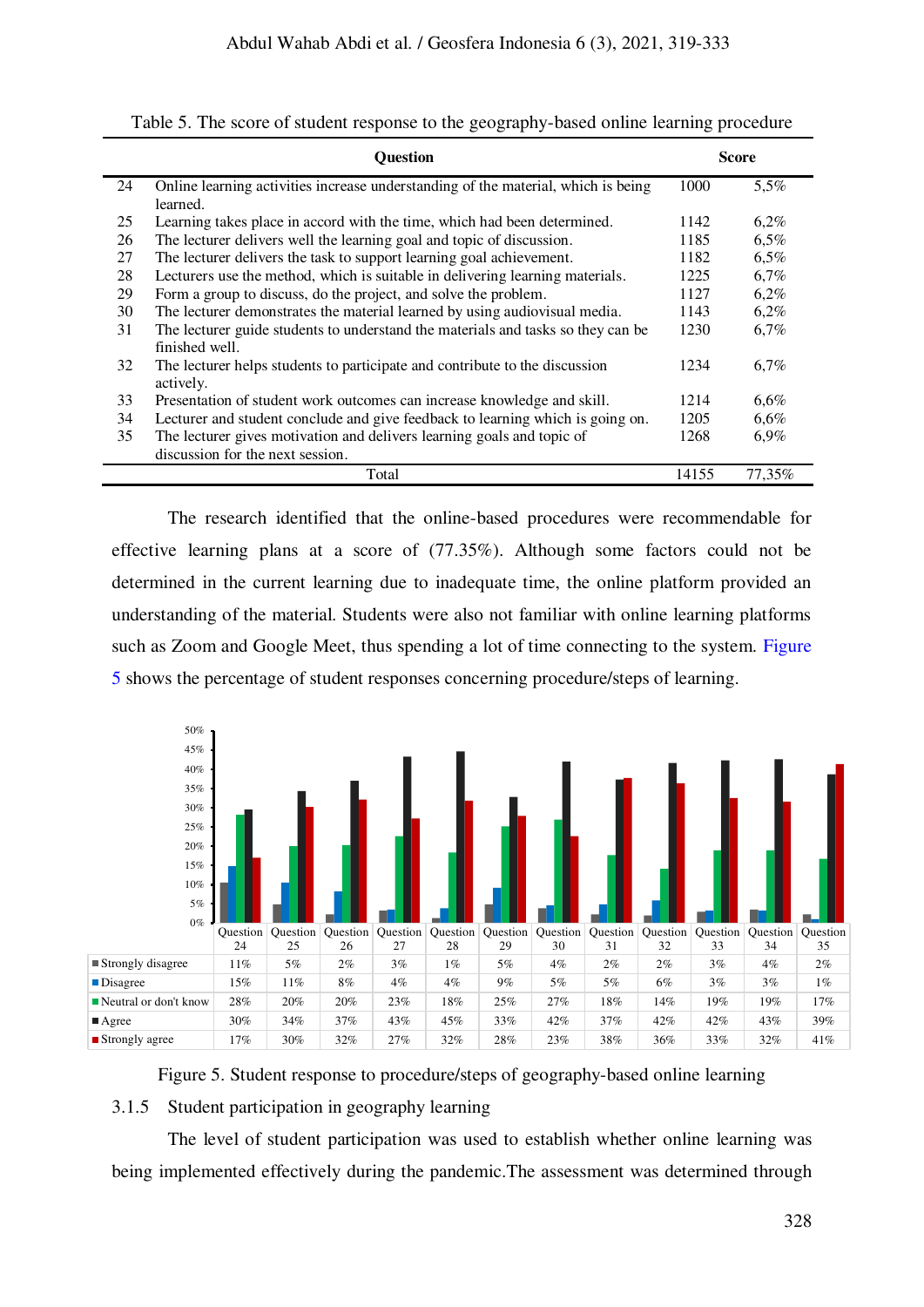Table 5. The score of student response to the geography-based online learning procedure

| | Question | Score | |
|---|---|---|---|
| 24 | Online learning activities increase understanding of the material, which is being learned. | 1000 | 5,5% |
| 25 | Learning takes place in accord with the time, which had been determined. | 1142 | 6,2% |
| 26 | The lecturer delivers well the learning goal and topic of discussion. | 1185 | 6,5% |
| 27 | The lecturer delivers the task to support learning goal achievement. | 1182 | 6,5% |
| 28 | Lecturers use the method, which is suitable in delivering learning materials. | 1225 | 6,7% |
| 29 | Form a group to discuss, do the project, and solve the problem. | 1127 | 6,2% |
| 30 | The lecturer demonstrates the material learned by using audiovisual media. | 1143 | 6,2% |
| 31 | The lecturer guide students to understand the materials and tasks so they can be finished well. | 1230 | 6,7% |
| 32 | The lecturer helps students to participate and contribute to the discussion actively. | 1234 | 6,7% |
| 33 | Presentation of student work outcomes can increase knowledge and skill. | 1214 | 6,6% |
| 34 | Lecturer and student conclude and give feedback to learning which is going on. | 1205 | 6,6% |
| 35 | The lecturer gives motivation and delivers learning goals and topic of discussion for the next session. | 1268 | 6,9% |
| | Total | 14155 | 77,35% |

The research identified that the online-based procedures were recommendable for effective learning plans at a score of (77.35%). Although some factors could not be determined in the current learning due to inadequate time, the online platform provided an understanding of the material. Students were also not familiar with online learning platforms such as Zoom and Google Meet, thus spending a lot of time connecting to the system. Figure 5 shows the percentage of student responses concerning procedure/steps of learning.

| | Question 24 | Question 25 | Question 26 | Question 27 | Question 28 | Question 29 | Question 30 | Question 31 | Question 32 | Question 33 | Question 34 | Question 35 |
|---|---|---|---|---|---|---|---|---|---|---|---|---|
| Strongly disagree | 11% | 5% | 2% | 3% | 1% | 5% | 4% | 2% | 2% | 3% | 4% | 2% |
| Disagree | 15% | 11% | 8% | 4% | 4% | 9% | 5% | 5% | 6% | 3% | 3% | 1% |
| Neutral or don't know | 28% | 20% | 20% | 23% | 18% | 25% | 27% | 18% | 14% | 19% | 19% | 17% |
| Agree | 30% | 34% | 37% | 43% | 45% | 33% | 42% | 37% | 42% | 42% | 43% | 39% |
| Strongly agree | 17% | 30% | 32% | 27% | 32% | 28% | 23% | 38% | 36% | 33% | 32% | 41% |

Figure 5. Student response to procedure/steps of geography-based online learning

### 3.1.5 Student participation in geography learning

The level of student participation was used to establish whether online learning was being implemented effectively during the pandemic.The assessment was determined through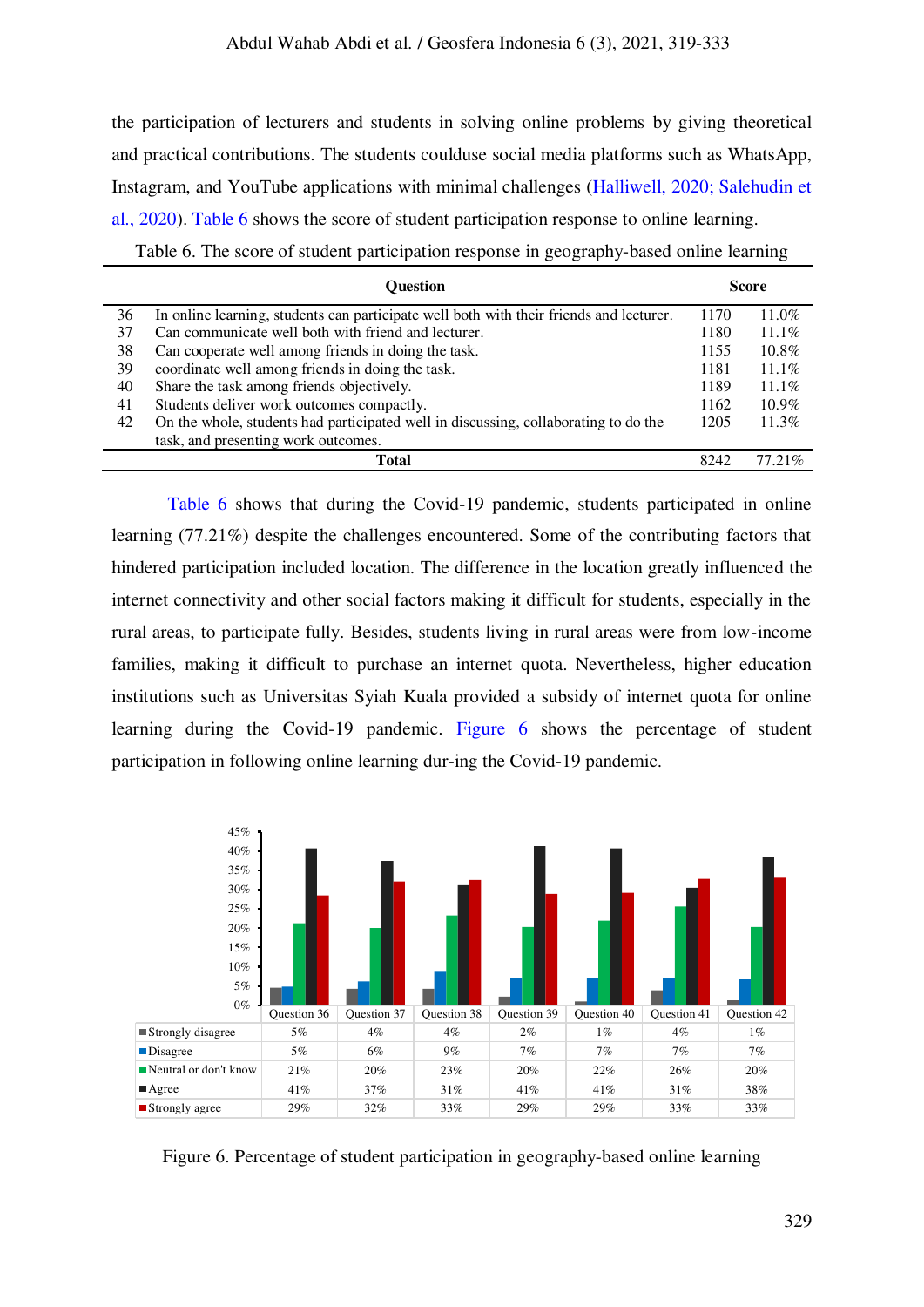the participation of lecturers and students in solving online problems by giving theoretical and practical contributions. The students coulduse social media platforms such as WhatsApp, Instagram, and YouTube applications with minimal challenges (Halliwell, 2020; Salehudin et al., 2020). Table 6 shows the score of student participation response to online learning.

Table 6. The score of student participation response in geography-based online learning

| | Question | Score | |
|---|---|---|---|
| 36 | In online learning, students can participate well both with their friends and lecturer. | 1170 | 11.0% |
| 37 | Can communicate well both with friend and lecturer. | 1180 | 11.1% |
| 38 | Can cooperate well among friends in doing the task. | 1155 | 10.8% |
| 39 | coordinate well among friends in doing the task. | 1181 | 11.1% |
| 40 | Share the task among friends objectively. | 1189 | 11.1% |
| 41 | Students deliver work outcomes compactly. | 1162 | 10.9% |
| 42 | On the whole, students had participated well in discussing, collaborating to do the task, and presenting work outcomes. | 1205 | 11.3% |
| | **Total** | 8242 | 77.21% |

Table 6 shows that during the Covid-19 pandemic, students participated in online learning (77.21%) despite the challenges encountered. Some of the contributing factors that hindered participation included location. The difference in the location greatly influenced the internet connectivity and other social factors making it difficult for students, especially in the rural areas, to participate fully. Besides, students living in rural areas were from low-income families, making it difficult to purchase an internet quota. Nevertheless, higher education institutions such as Universitas Syiah Kuala provided a subsidy of internet quota for online learning during the Covid-19 pandemic. Figure 6 shows the percentage of student participation in following online learning dur-ing the Covid-19 pandemic.

| | Question 36 | Question 37 | Question 38 | Question 39 | Question 40 | Question 41 | Question 42 |
|---|---|---|---|---|---|---|---|
| Strongly disagree | 5% | 4% | 4% | 2% | 1% | 4% | 1% |
| Disagree | 5% | 6% | 9% | 7% | 7% | 7% | 7% |
| Neutral or don't know | 21% | 20% | 23% | 20% | 22% | 26% | 20% |
| Agree | 41% | 37% | 31% | 41% | 41% | 31% | 38% |
| Strongly agree | 29% | 32% | 33% | 29% | 29% | 33% | 33% |

Figure 6. Percentage of student participation in geography-based online learning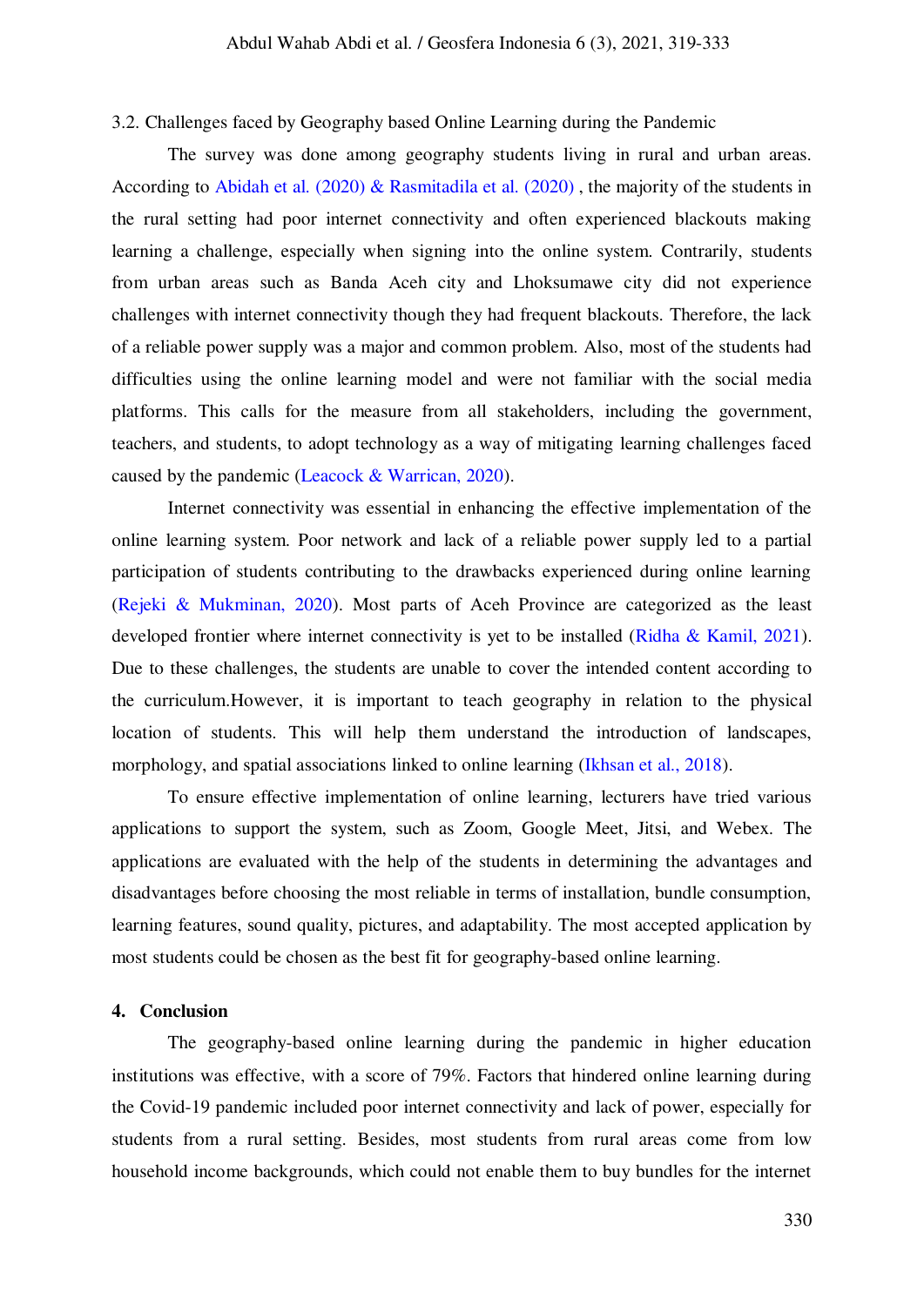### 3.2. Challenges faced by Geography based Online Learning during the Pandemic

The survey was done among geography students living in rural and urban areas. According to Abidah et al. (2020) & Rasmitadila et al. (2020) , the majority of the students in the rural setting had poor internet connectivity and often experienced blackouts making learning a challenge, especially when signing into the online system. Contrarily, students from urban areas such as Banda Aceh city and Lhoksumawe city did not experience challenges with internet connectivity though they had frequent blackouts. Therefore, the lack of a reliable power supply was a major and common problem. Also, most of the students had difficulties using the online learning model and were not familiar with the social media platforms. This calls for the measure from all stakeholders, including the government, teachers, and students, to adopt technology as a way of mitigating learning challenges faced caused by the pandemic (Leacock & Warrican, 2020).

Internet connectivity was essential in enhancing the effective implementation of the online learning system. Poor network and lack of a reliable power supply led to a partial participation of students contributing to the drawbacks experienced during online learning (Rejeki & Mukminan, 2020). Most parts of Aceh Province are categorized as the least developed frontier where internet connectivity is yet to be installed (Ridha & Kamil, 2021). Due to these challenges, the students are unable to cover the intended content according to the curriculum.However, it is important to teach geography in relation to the physical location of students. This will help them understand the introduction of landscapes, morphology, and spatial associations linked to online learning (Ikhsan et al., 2018).

To ensure effective implementation of online learning, lecturers have tried various applications to support the system, such as Zoom, Google Meet, Jitsi, and Webex. The applications are evaluated with the help of the students in determining the advantages and disadvantages before choosing the most reliable in terms of installation, bundle consumption, learning features, sound quality, pictures, and adaptability. The most accepted application by most students could be chosen as the best fit for geography-based online learning.

## 4. Conclusion

The geography-based online learning during the pandemic in higher education institutions was effective, with a score of 79%. Factors that hindered online learning during the Covid-19 pandemic included poor internet connectivity and lack of power, especially for students from a rural setting. Besides, most students from rural areas come from low household income backgrounds, which could not enable them to buy bundles for the internet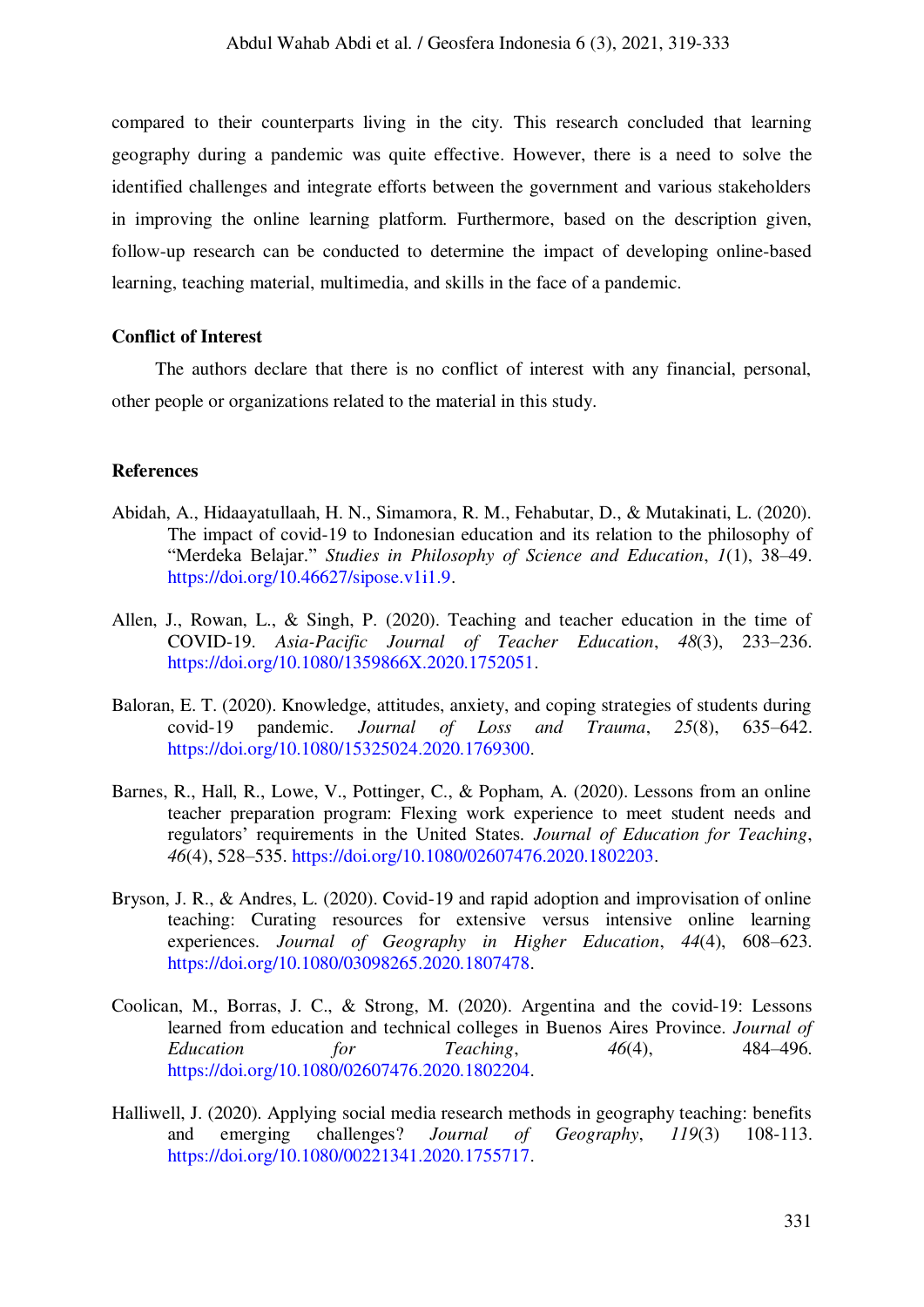compared to their counterparts living in the city. This research concluded that learning geography during a pandemic was quite effective. However, there is a need to solve the identified challenges and integrate efforts between the government and various stakeholders in improving the online learning platform. Furthermore, based on the description given, follow-up research can be conducted to determine the impact of developing online-based learning, teaching material, multimedia, and skills in the face of a pandemic.

### Conflict of Interest

The authors declare that there is no conflict of interest with any financial, personal, other people or organizations related to the material in this study.

### References

Abidah, A., Hidaayatullaah, H. N., Simamora, R. M., Fehabutar, D., & Mutakinati, L. (2020). The impact of covid-19 to Indonesian education and its relation to the philosophy of "Merdeka Belajar." *Studies in Philosophy of Science and Education*, *1*(1), 38–49. https://doi.org/10.46627/sipose.v1i1.9.

Allen, J., Rowan, L., & Singh, P. (2020). Teaching and teacher education in the time of COVID-19. *Asia-Pacific Journal of Teacher Education*, *48*(3), 233–236. https://doi.org/10.1080/1359866X.2020.1752051.

Baloran, E. T. (2020). Knowledge, attitudes, anxiety, and coping strategies of students during covid-19 pandemic. *Journal of Loss and Trauma*, *25*(8), 635–642. https://doi.org/10.1080/15325024.2020.1769300.

Barnes, R., Hall, R., Lowe, V., Pottinger, C., & Popham, A. (2020). Lessons from an online teacher preparation program: Flexing work experience to meet student needs and regulators' requirements in the United States. *Journal of Education for Teaching*, *46*(4), 528–535. https://doi.org/10.1080/02607476.2020.1802203.

Bryson, J. R., & Andres, L. (2020). Covid-19 and rapid adoption and improvisation of online teaching: Curating resources for extensive versus intensive online learning experiences. *Journal of Geography in Higher Education*, *44*(4), 608–623. https://doi.org/10.1080/03098265.2020.1807478.

Coolican, M., Borras, J. C., & Strong, M. (2020). Argentina and the covid-19: Lessons learned from education and technical colleges in Buenos Aires Province. *Journal of Education for Teaching*, *46*(4), 484–496. https://doi.org/10.1080/02607476.2020.1802204.

Halliwell, J. (2020). Applying social media research methods in geography teaching: benefits and emerging challenges? *Journal of Geography*, *119*(3) 108-113. https://doi.org/10.1080/00221341.2020.1755717.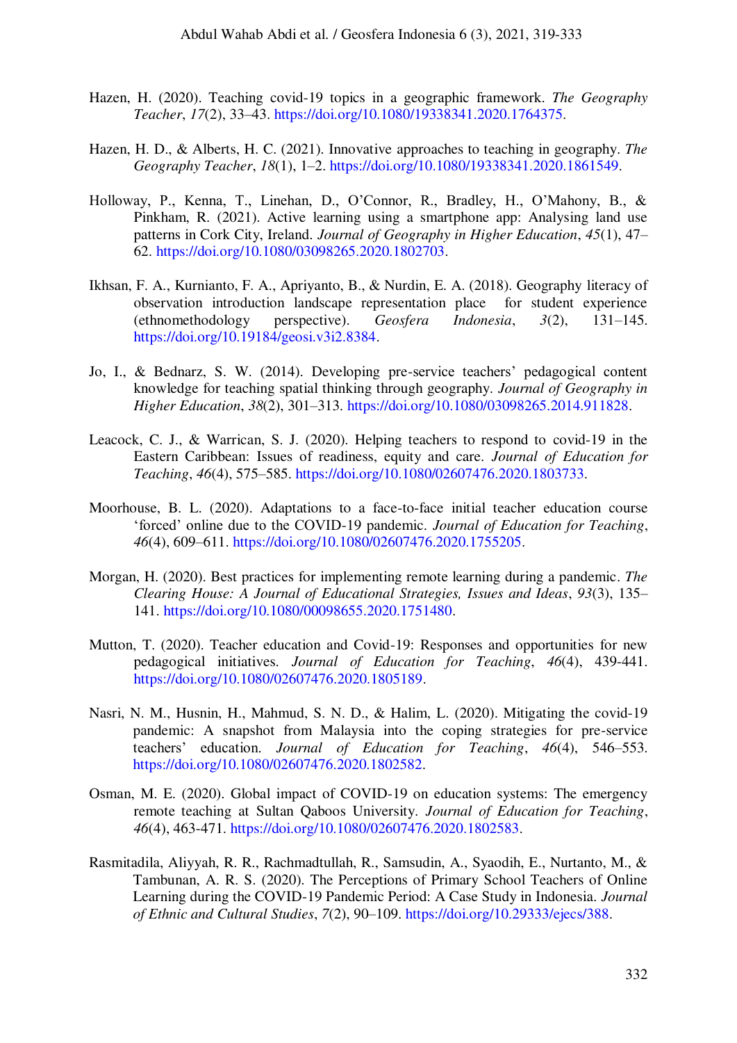Hazen, H. (2020). Teaching covid-19 topics in a geographic framework. *The Geography Teacher*, *17*(2), 33–43. https://doi.org/10.1080/19338341.2020.1764375.

Hazen, H. D., & Alberts, H. C. (2021). Innovative approaches to teaching in geography. *The Geography Teacher*, *18*(1), 1–2. https://doi.org/10.1080/19338341.2020.1861549.

Holloway, P., Kenna, T., Linehan, D., O'Connor, R., Bradley, H., O'Mahony, B., & Pinkham, R. (2021). Active learning using a smartphone app: Analysing land use patterns in Cork City, Ireland. *Journal of Geography in Higher Education*, *45*(1), 47–62. https://doi.org/10.1080/03098265.2020.1802703.

Ikhsan, F. A., Kurnianto, F. A., Apriyanto, B., & Nurdin, E. A. (2018). Geography literacy of observation introduction landscape representation place for student experience (ethnomethodology perspective). *Geosfera Indonesia*, *3*(2), 131–145. https://doi.org/10.19184/geosi.v3i2.8384.

Jo, I., & Bednarz, S. W. (2014). Developing pre-service teachers' pedagogical content knowledge for teaching spatial thinking through geography. *Journal of Geography in Higher Education*, *38*(2), 301–313. https://doi.org/10.1080/03098265.2014.911828.

Leacock, C. J., & Warrican, S. J. (2020). Helping teachers to respond to covid-19 in the Eastern Caribbean: Issues of readiness, equity and care. *Journal of Education for Teaching*, *46*(4), 575–585. https://doi.org/10.1080/02607476.2020.1803733.

Moorhouse, B. L. (2020). Adaptations to a face-to-face initial teacher education course 'forced' online due to the COVID-19 pandemic. *Journal of Education for Teaching*, *46*(4), 609–611. https://doi.org/10.1080/02607476.2020.1755205.

Morgan, H. (2020). Best practices for implementing remote learning during a pandemic. *The Clearing House: A Journal of Educational Strategies, Issues and Ideas*, *93*(3), 135–141. https://doi.org/10.1080/00098655.2020.1751480.

Mutton, T. (2020). Teacher education and Covid-19: Responses and opportunities for new pedagogical initiatives. *Journal of Education for Teaching*, *46*(4), 439-441. https://doi.org/10.1080/02607476.2020.1805189.

Nasri, N. M., Husnin, H., Mahmud, S. N. D., & Halim, L. (2020). Mitigating the covid-19 pandemic: A snapshot from Malaysia into the coping strategies for pre-service teachers' education. *Journal of Education for Teaching*, *46*(4), 546–553. https://doi.org/10.1080/02607476.2020.1802582.

Osman, M. E. (2020). Global impact of COVID-19 on education systems: The emergency remote teaching at Sultan Qaboos University. *Journal of Education for Teaching*, *46*(4), 463-471. https://doi.org/10.1080/02607476.2020.1802583.

Rasmitadila, Aliyyah, R. R., Rachmadtullah, R., Samsudin, A., Syaodih, E., Nurtanto, M., & Tambunan, A. R. S. (2020). The Perceptions of Primary School Teachers of Online Learning during the COVID-19 Pandemic Period: A Case Study in Indonesia. *Journal of Ethnic and Cultural Studies*, *7*(2), 90–109. https://doi.org/10.29333/ejecs/388.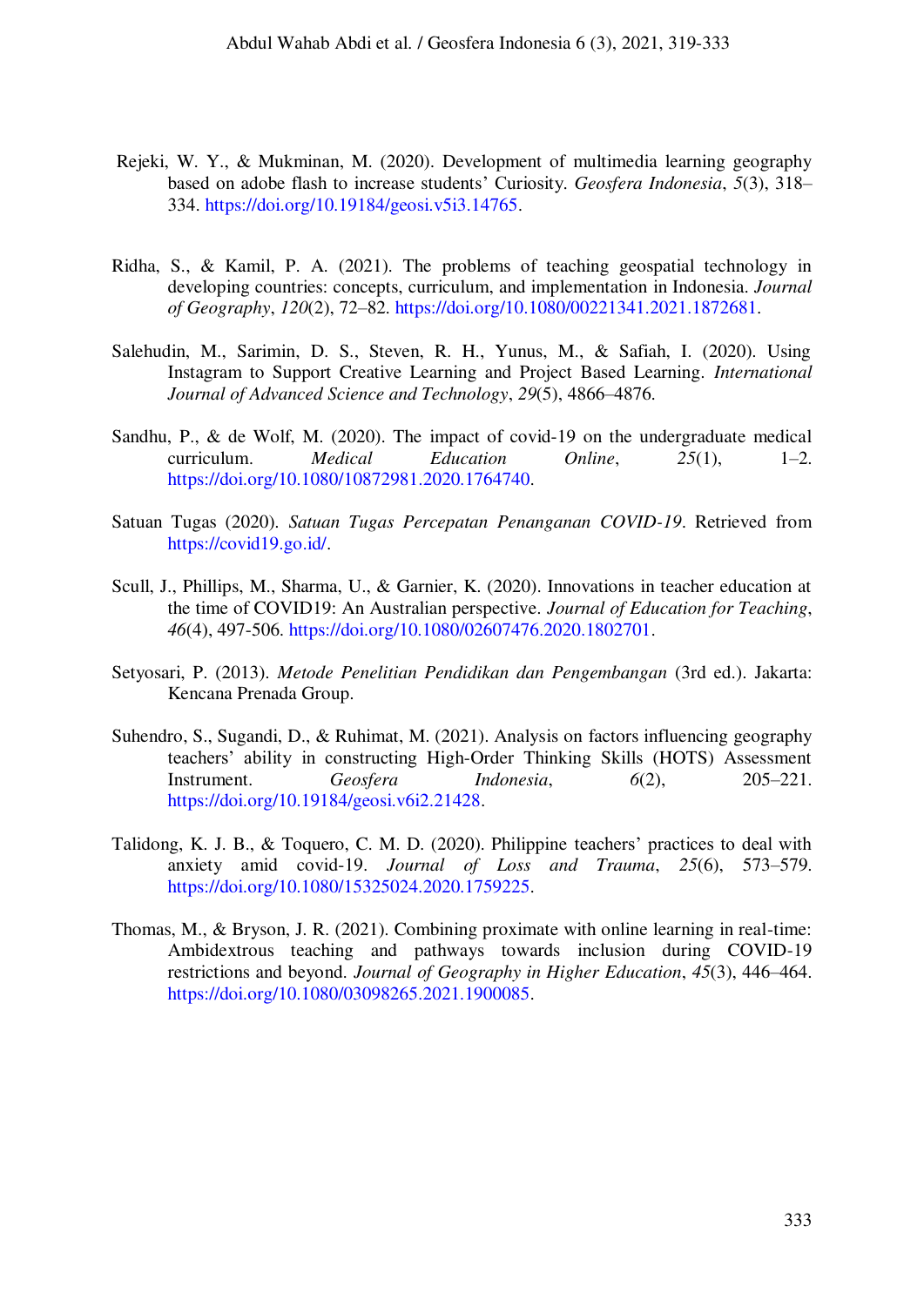Rejeki, W. Y., & Mukminan, M. (2020). Development of multimedia learning geography based on adobe flash to increase students' Curiosity. *Geosfera Indonesia*, *5*(3), 318–334. https://doi.org/10.19184/geosi.v5i3.14765.

Ridha, S., & Kamil, P. A. (2021). The problems of teaching geospatial technology in developing countries: concepts, curriculum, and implementation in Indonesia. *Journal of Geography*, *120*(2), 72–82. https://doi.org/10.1080/00221341.2021.1872681.

Salehudin, M., Sarimin, D. S., Steven, R. H., Yunus, M., & Safiah, I. (2020). Using Instagram to Support Creative Learning and Project Based Learning. *International Journal of Advanced Science and Technology*, *29*(5), 4866–4876.

Sandhu, P., & de Wolf, M. (2020). The impact of covid-19 on the undergraduate medical curriculum. *Medical Education Online*, *25*(1), 1–2. https://doi.org/10.1080/10872981.2020.1764740.

Satuan Tugas (2020). *Satuan Tugas Percepatan Penanganan COVID-19*. Retrieved from https://covid19.go.id/.

Scull, J., Phillips, M., Sharma, U., & Garnier, K. (2020). Innovations in teacher education at the time of COVID19: An Australian perspective. *Journal of Education for Teaching*, *46*(4), 497-506. https://doi.org/10.1080/02607476.2020.1802701.

Setyosari, P. (2013). *Metode Penelitian Pendidikan dan Pengembangan* (3rd ed.). Jakarta: Kencana Prenada Group.

Suhendro, S., Sugandi, D., & Ruhimat, M. (2021). Analysis on factors influencing geography teachers' ability in constructing High-Order Thinking Skills (HOTS) Assessment Instrument. *Geosfera Indonesia*, *6*(2), 205–221. https://doi.org/10.19184/geosi.v6i2.21428.

Talidong, K. J. B., & Toquero, C. M. D. (2020). Philippine teachers' practices to deal with anxiety amid covid-19. *Journal of Loss and Trauma*, *25*(6), 573–579. https://doi.org/10.1080/15325024.2020.1759225.

Thomas, M., & Bryson, J. R. (2021). Combining proximate with online learning in real-time: Ambidextrous teaching and pathways towards inclusion during COVID-19 restrictions and beyond. *Journal of Geography in Higher Education*, *45*(3), 446–464. https://doi.org/10.1080/03098265.2021.1900085.